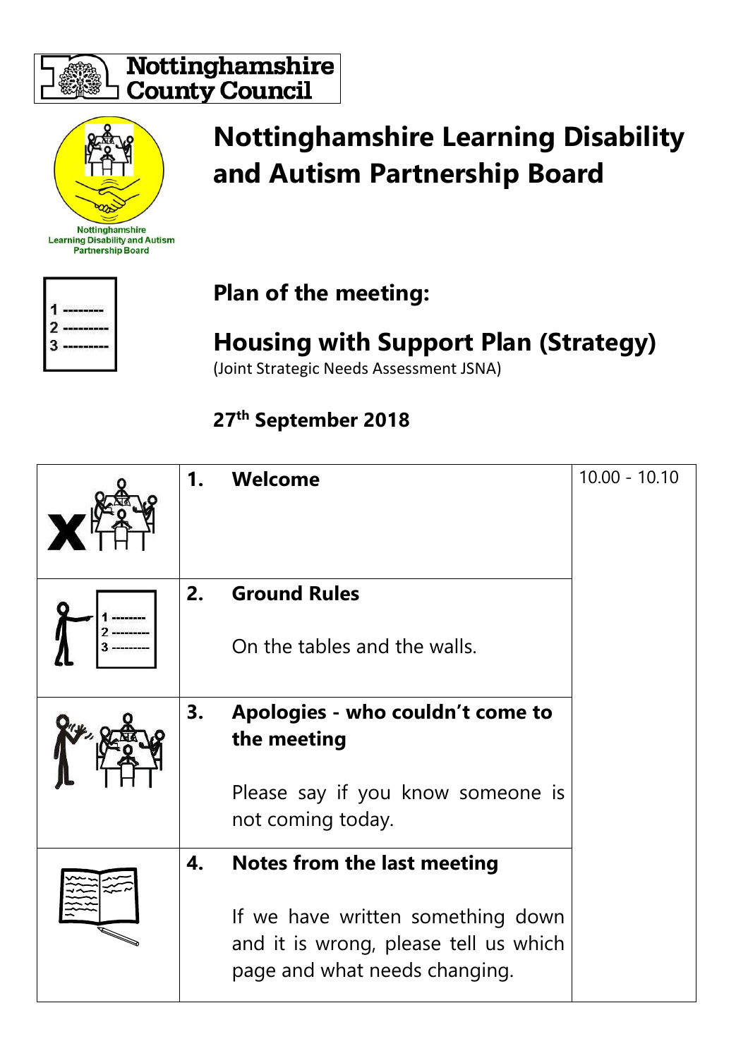Nottinghamshire County Council

# Nottinghamshire Learning Disability and Autism Partnership Board

Nottinghamshire Learning Disability and Autism Partnership Board

## Plan of the meeting:

## Housing with Support Plan (Strategy)

(Joint Strategic Needs Assessment JSNA)

### 27th September 2018

| | | |
|---|---|---|
| | **1. Welcome** | 10.00 - 10.10 |
| | **2. Ground Rules**<br><br>On the tables and the walls. | |
| | **3. Apologies - who couldn't come to the meeting**<br><br>Please say if you know someone is not coming today. | |
| | **4. Notes from the last meeting**<br><br>If we have written something down and it is wrong, please tell us which page and what needs changing. | |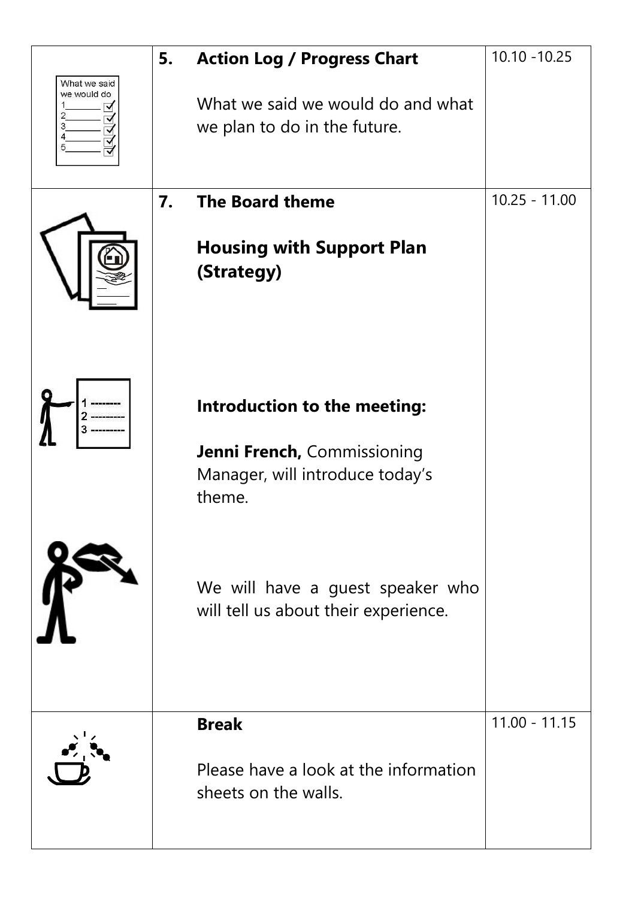| | | | |
|---|---|---|---|
| | 5. | **Action Log / Progress Chart**<br><br>What we said we would do and what we plan to do in the future. | 10.10 -10.25 |
| | 7. | **The Board theme**<br><br>**Housing with Support Plan (Strategy)**<br><br>**Introduction to the meeting:**<br><br>**Jenni French,** Commissioning Manager, will introduce today's theme.<br><br>We will have a guest speaker who will tell us about their experience. | 10.25 - 11.00 |
| | | **Break**<br><br>Please have a look at the information sheets on the walls. | 11.00 - 11.15 |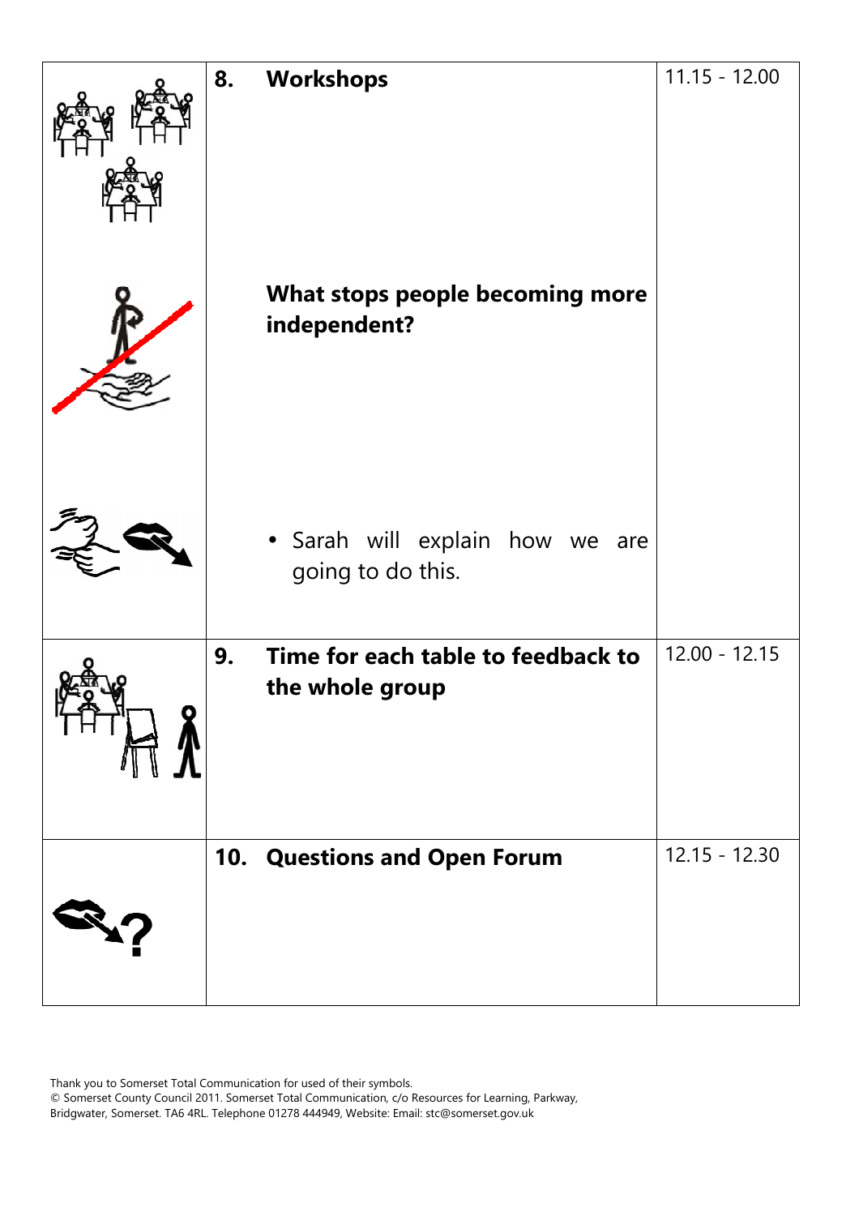| | | |
|---|---|---|
| | **8. Workshops**<br><br>**What stops people becoming more independent?**<br><br>• Sarah will explain how we are going to do this. | 11.15 - 12.00 |
| | **9. Time for each table to feedback to the whole group** | 12.00 - 12.15 |
| | **10. Questions and Open Forum** | 12.15 - 12.30 |

Thank you to Somerset Total Communication for used of their symbols.
© Somerset County Council 2011. Somerset Total Communication, c/o Resources for Learning, Parkway, Bridgwater, Somerset. TA6 4RL. Telephone 01278 444949, Website: Email: stc@somerset.gov.uk